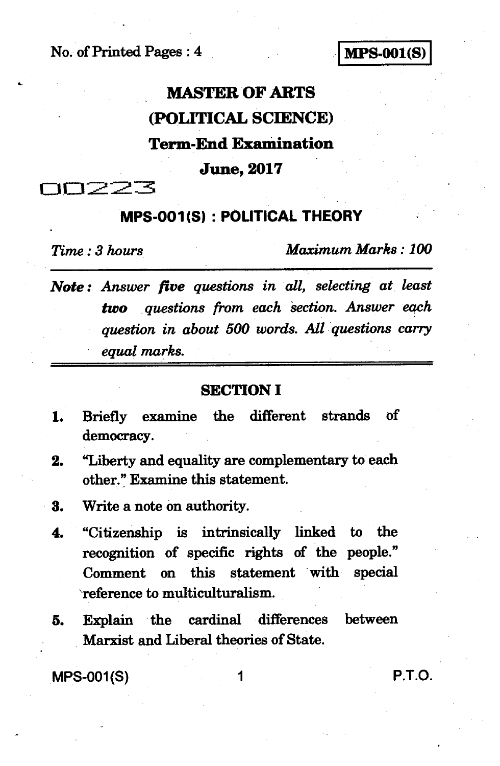No. of Printed Pages : 4

**MPS-001(S)**

# MASTER OF ARTS
# (POLITICAL SCIENCE)
## Term-End Examination
## June, 2017

00223

## MPS-001(S) : POLITICAL THEORY

*Time : 3 hours* *Maximum Marks : 100*

***Note :*** *Answer **five** questions in all, selecting at least **two** questions from each section. Answer each question in about 500 words. All questions carry equal marks.*

### SECTION I

1. Briefly examine the different strands of democracy.

2. "Liberty and equality are complementary to each other." Examine this statement.

3. Write a note on authority.

4. "Citizenship is intrinsically linked to the recognition of specific rights of the people." Comment on this statement with special reference to multiculturalism.

5. Explain the cardinal differences between Marxist and Liberal theories of State.

P.T.O.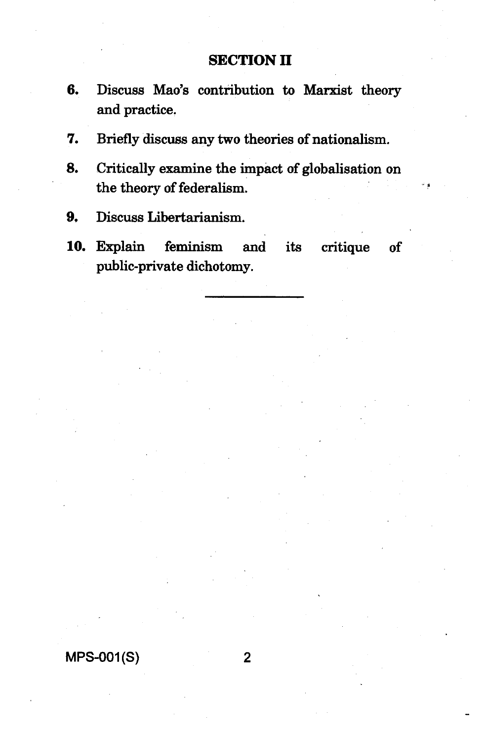## SECTION II

6. Discuss Mao's contribution to Marxist theory and practice.

7. Briefly discuss any two theories of nationalism.

8. Critically examine the impact of globalisation on the theory of federalism.

9. Discuss Libertarianism.

10. Explain feminism and its critique of public-private dichotomy.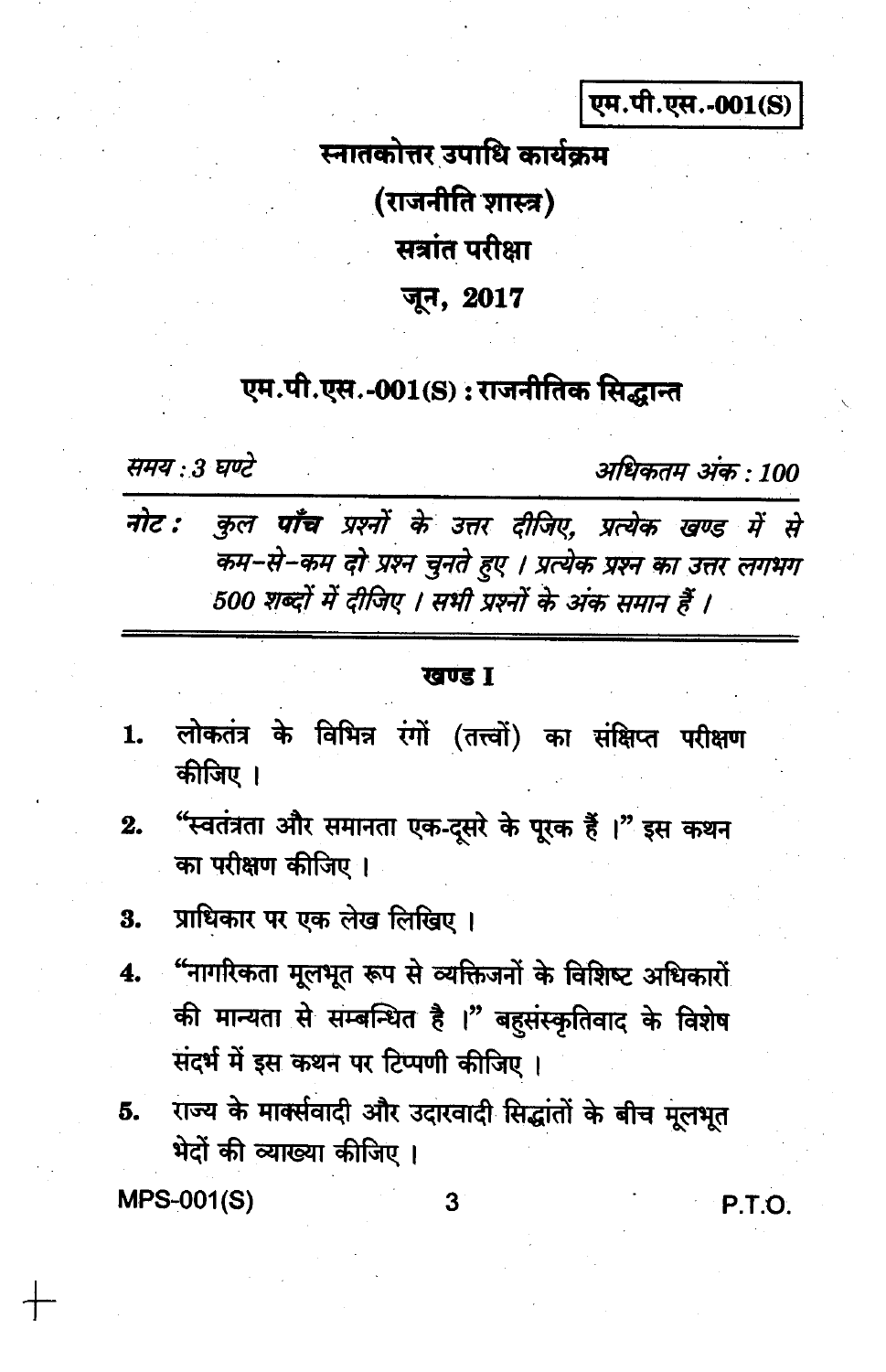एम.पी.एस.-001(S)

# स्नातकोत्तर उपाधि कार्यक्रम

## (राजनीति शास्त्र)

## सत्रांत परीक्षा

## जून, 2017

## एम.पी.एस.-001(S) : राजनीतिक सिद्धान्त

*समय : 3 घण्टे* *अधिकतम अंक : 100*

*नोट : कुल **पाँच** प्रश्नों के उत्तर दीजिए, प्रत्येक खण्ड में से कम-से-कम दो प्रश्न चुनते हुए । प्रत्येक प्रश्न का उत्तर लगभग 500 शब्दों में दीजिए । सभी प्रश्नों के अंक समान हैं ।*

### खण्ड I

1. लोकतंत्र के विभिन्न रंगों (तत्त्वों) का संक्षिप्त परीक्षण कीजिए ।

2. "स्वतंत्रता और समानता एक-दूसरे के पूरक हैं ।" इस कथन का परीक्षण कीजिए ।

3. प्राधिकार पर एक लेख लिखिए ।

4. "नागरिकता मूलभूत रूप से व्यक्तिजनों के विशिष्ट अधिकारों की मान्यता से सम्बन्धित है ।" बहुसंस्कृतिवाद के विशेष संदर्भ में इस कथन पर टिप्पणी कीजिए ।

5. राज्य के मार्क्सवादी और उदारवादी सिद्धांतों के बीच मूलभूत भेदों की व्याख्या कीजिए ।

P.T.O.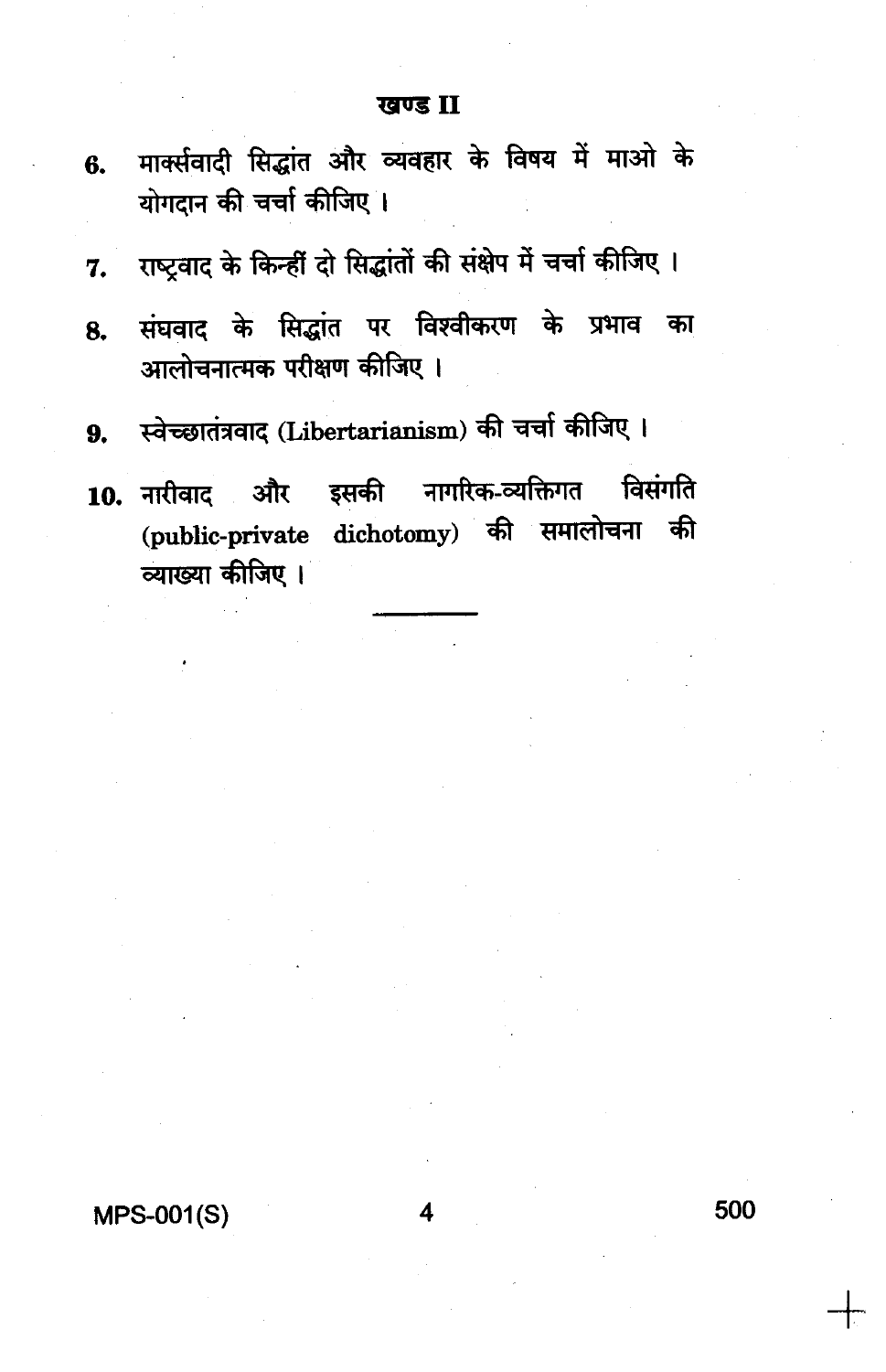## खण्ड II

6. मार्क्सवादी सिद्धांत और व्यवहार के विषय में माओ के योगदान की चर्चा कीजिए ।

7. राष्ट्रवाद के किन्हीं दो सिद्धांतों की संक्षेप में चर्चा कीजिए ।

8. संघवाद के सिद्धांत पर विश्वीकरण के प्रभाव का आलोचनात्मक परीक्षण कीजिए ।

9. स्वेच्छातंत्रवाद (Libertarianism) की चर्चा कीजिए ।

10. नारीवाद और इसकी नागरिक-व्यक्तिगत विसंगति (public-private dichotomy) की समालोचना की व्याख्या कीजिए ।

---